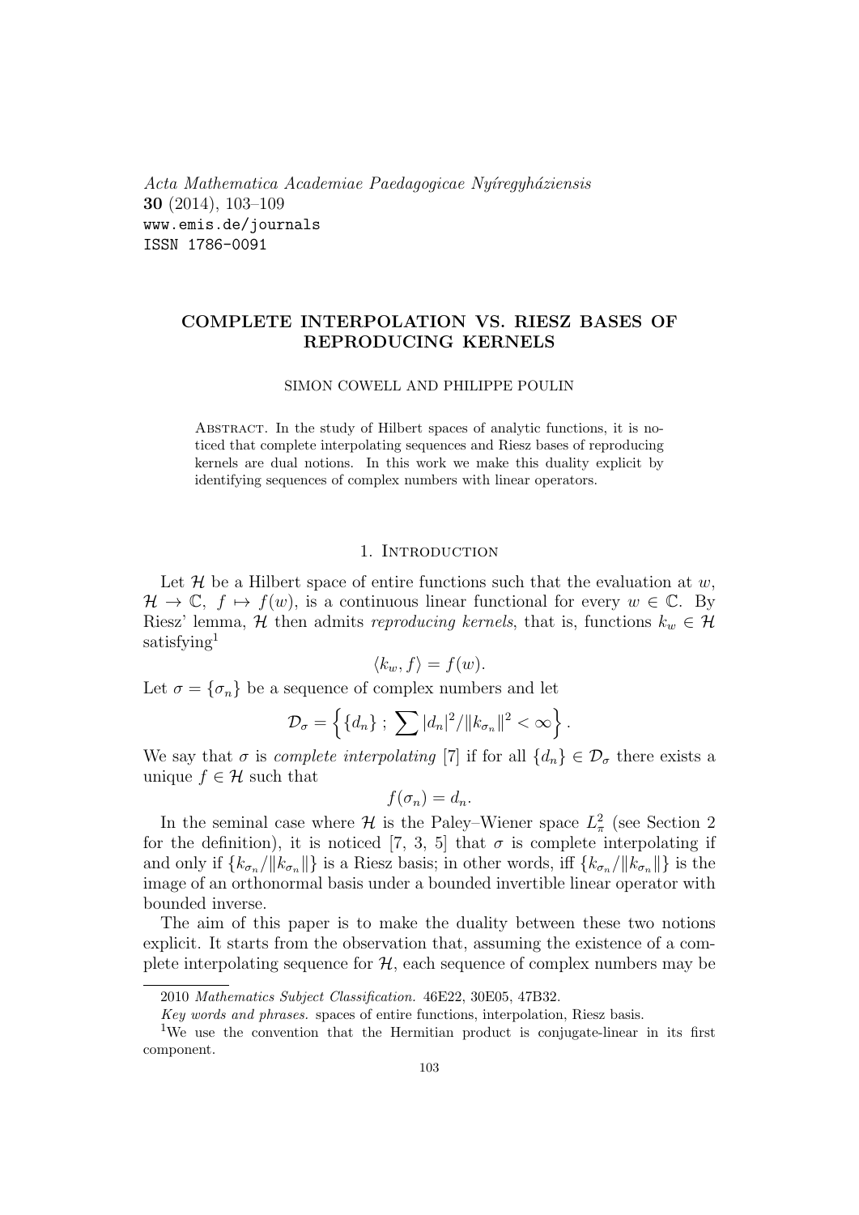*Acta Mathematica Academiae Paedagogicae Nyíregyháziensis*
**30** (2014), 103–109
www.emis.de/journals
ISSN 1786-0091

# COMPLETE INTERPOLATION VS. RIESZ BASES OF REPRODUCING KERNELS

SIMON COWELL AND PHILIPPE POULIN

Abstract. In the study of Hilbert spaces of analytic functions, it is noticed that complete interpolating sequences and Riesz bases of reproducing kernels are dual notions. In this work we make this duality explicit by identifying sequences of complex numbers with linear operators.

## 1. Introduction

Let $\mathcal{H}$ be a Hilbert space of entire functions such that the evaluation at $w$, $\mathcal{H} \to \mathbb{C}$, $f \mapsto f(w)$, is a continuous linear functional for every $w \in \mathbb{C}$. By Riesz' lemma, $\mathcal{H}$ then admits *reproducing kernels*, that is, functions $k_w \in \mathcal{H}$ satisfying[1]

$$\langle k_w, f \rangle = f(w).$$

Let $\sigma = \{\sigma_n\}$ be a sequence of complex numbers and let

$$\mathcal{D}_\sigma = \left\{ \{d_n\} \, ; \, \sum |d_n|^2 / \|k_{\sigma_n}\|^2 < \infty \right\}.$$

We say that $\sigma$ is *complete interpolating* [7] if for all $\{d_n\} \in \mathcal{D}_\sigma$ there exists a unique $f \in \mathcal{H}$ such that

$$f(\sigma_n) = d_n.$$

In the seminal case where $\mathcal{H}$ is the Paley–Wiener space $L^2_\pi$ (see Section 2 for the definition), it is noticed [7, 3, 5] that $\sigma$ is complete interpolating if and only if $\{k_{\sigma_n}/\|k_{\sigma_n}\|\}$ is a Riesz basis; in other words, iff $\{k_{\sigma_n}/\|k_{\sigma_n}\|\}$ is the image of an orthonormal basis under a bounded invertible linear operator with bounded inverse.

The aim of this paper is to make the duality between these two notions explicit. It starts from the observation that, assuming the existence of a complete interpolating sequence for $\mathcal{H}$, each sequence of complex numbers may be

---

2010 *Mathematics Subject Classification.* 46E22, 30E05, 47B32.

*Key words and phrases.* spaces of entire functions, interpolation, Riesz basis.

[1] We use the convention that the Hermitian product is conjugate-linear in its first component.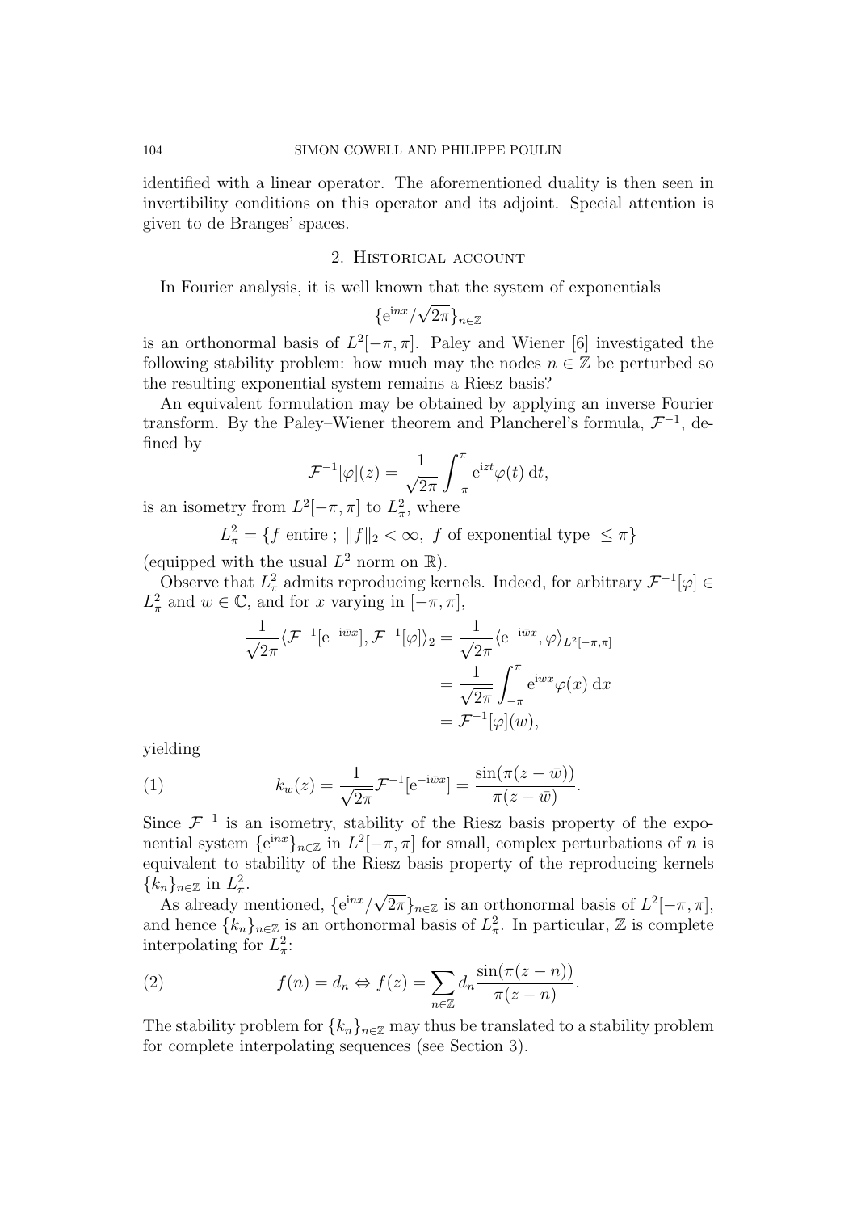identified with a linear operator. The aforementioned duality is then seen in invertibility conditions on this operator and its adjoint. Special attention is given to de Branges' spaces.

## 2. Historical account

In Fourier analysis, it is well known that the system of exponentials

$$\{\mathrm{e}^{\mathrm{i}nx}/\sqrt{2\pi}\}_{n\in\mathbb{Z}}$$

is an orthonormal basis of $L^2[-\pi,\pi]$. Paley and Wiener [6] investigated the following stability problem: how much may the nodes $n \in \mathbb{Z}$ be perturbed so the resulting exponential system remains a Riesz basis?

An equivalent formulation may be obtained by applying an inverse Fourier transform. By the Paley–Wiener theorem and Plancherel's formula, $\mathcal{F}^{-1}$, defined by

$$\mathcal{F}^{-1}[\varphi](z) = \frac{1}{\sqrt{2\pi}}\int_{-\pi}^{\pi} \mathrm{e}^{\mathrm{i}zt}\varphi(t)\,\mathrm{d}t,$$

is an isometry from $L^2[-\pi,\pi]$ to $L^2_\pi$, where

$$L^2_\pi = \{f \text{ entire }; \ \|f\|_2 < \infty, \ f \text{ of exponential type } \le \pi\}$$

(equipped with the usual $L^2$ norm on $\mathbb{R}$).

Observe that $L^2_\pi$ admits reproducing kernels. Indeed, for arbitrary $\mathcal{F}^{-1}[\varphi] \in L^2_\pi$ and $w \in \mathbb{C}$, and for $x$ varying in $[-\pi,\pi]$,

$$\begin{aligned}
\frac{1}{\sqrt{2\pi}}\langle \mathcal{F}^{-1}[\mathrm{e}^{-\mathrm{i}\bar{w}x}], \mathcal{F}^{-1}[\varphi]\rangle_2 &= \frac{1}{\sqrt{2\pi}}\langle \mathrm{e}^{-\mathrm{i}\bar{w}x}, \varphi\rangle_{L^2[-\pi,\pi]} \\
&= \frac{1}{\sqrt{2\pi}}\int_{-\pi}^{\pi} \mathrm{e}^{\mathrm{i}wx}\varphi(x)\,\mathrm{d}x \\
&= \mathcal{F}^{-1}[\varphi](w),
\end{aligned}$$

yielding

$$k_w(z) = \frac{1}{\sqrt{2\pi}}\mathcal{F}^{-1}[\mathrm{e}^{-\mathrm{i}\bar{w}x}] = \frac{\sin(\pi(z-\bar{w}))}{\pi(z-\bar{w})}. \tag{1}$$

Since $\mathcal{F}^{-1}$ is an isometry, stability of the Riesz basis property of the exponential system $\{\mathrm{e}^{\mathrm{i}nx}\}_{n\in\mathbb{Z}}$ in $L^2[-\pi,\pi]$ for small, complex perturbations of $n$ is equivalent to stability of the Riesz basis property of the reproducing kernels $\{k_n\}_{n\in\mathbb{Z}}$ in $L^2_\pi$.

As already mentioned, $\{\mathrm{e}^{\mathrm{i}nx}/\sqrt{2\pi}\}_{n\in\mathbb{Z}}$ is an orthonormal basis of $L^2[-\pi,\pi]$, and hence $\{k_n\}_{n\in\mathbb{Z}}$ is an orthonormal basis of $L^2_\pi$. In particular, $\mathbb{Z}$ is complete interpolating for $L^2_\pi$:

$$f(n) = d_n \Leftrightarrow f(z) = \sum_{n\in\mathbb{Z}} d_n \frac{\sin(\pi(z-n))}{\pi(z-n)}. \tag{2}$$

The stability problem for $\{k_n\}_{n\in\mathbb{Z}}$ may thus be translated to a stability problem for complete interpolating sequences (see Section 3).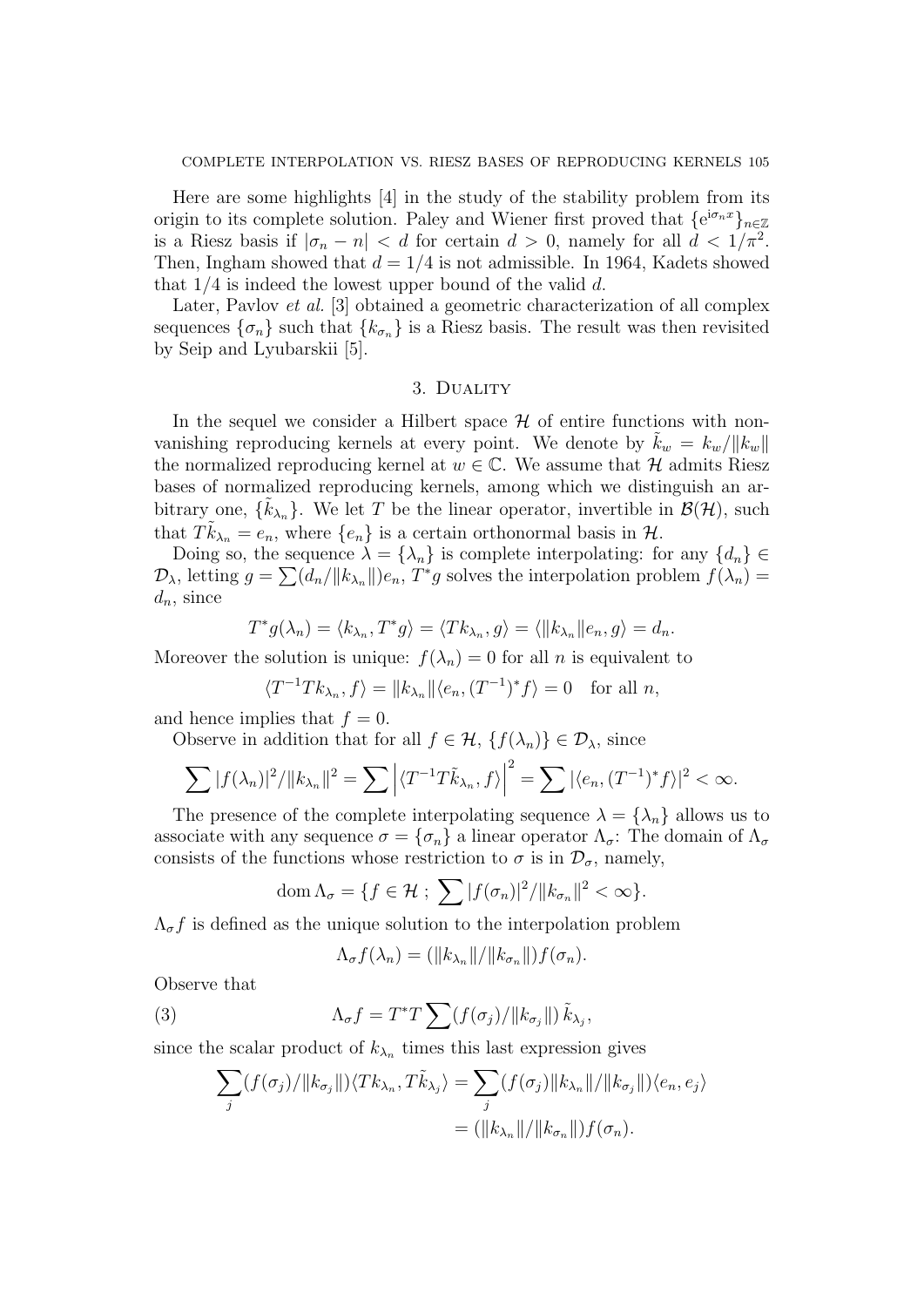Here are some highlights [4] in the study of the stability problem from its origin to its complete solution. Paley and Wiener first proved that $\{e^{i\sigma_n x}\}_{n\in\mathbb{Z}}$ is a Riesz basis if $|\sigma_n - n| < d$ for certain $d > 0$, namely for all $d < 1/\pi^2$. Then, Ingham showed that $d = 1/4$ is not admissible. In 1964, Kadets showed that $1/4$ is indeed the lowest upper bound of the valid $d$.

Later, Pavlov *et al.* [3] obtained a geometric characterization of all complex sequences $\{\sigma_n\}$ such that $\{k_{\sigma_n}\}$ is a Riesz basis. The result was then revisited by Seip and Lyubarskii [5].

## 3. Duality

In the sequel we consider a Hilbert space $\mathcal{H}$ of entire functions with non-vanishing reproducing kernels at every point. We denote by $\tilde{k}_w = k_w/\|k_w\|$ the normalized reproducing kernel at $w \in \mathbb{C}$. We assume that $\mathcal{H}$ admits Riesz bases of normalized reproducing kernels, among which we distinguish an arbitrary one, $\{\tilde{k}_{\lambda_n}\}$. We let $T$ be the linear operator, invertible in $\mathcal{B}(\mathcal{H})$, such that $T\tilde{k}_{\lambda_n} = e_n$, where $\{e_n\}$ is a certain orthonormal basis in $\mathcal{H}$.

Doing so, the sequence $\lambda = \{\lambda_n\}$ is complete interpolating: for any $\{d_n\} \in \mathcal{D}_\lambda$, letting $g = \sum (d_n/\|k_{\lambda_n}\|)e_n$, $T^*g$ solves the interpolation problem $f(\lambda_n) = d_n$, since

$$T^*g(\lambda_n) = \langle k_{\lambda_n}, T^*g\rangle = \langle Tk_{\lambda_n}, g\rangle = \langle \|k_{\lambda_n}\|e_n, g\rangle = d_n.$$

Moreover the solution is unique: $f(\lambda_n) = 0$ for all $n$ is equivalent to

$$\langle T^{-1}Tk_{\lambda_n}, f\rangle = \|k_{\lambda_n}\|\langle e_n, (T^{-1})^*f\rangle = 0 \quad \text{for all } n,$$

and hence implies that $f = 0$.

Observe in addition that for all $f \in \mathcal{H}$, $\{f(\lambda_n)\} \in \mathcal{D}_\lambda$, since

$$\sum |f(\lambda_n)|^2/\|k_{\lambda_n}\|^2 = \sum \left|\langle T^{-1}T\tilde{k}_{\lambda_n}, f\rangle\right|^2 = \sum |\langle e_n, (T^{-1})^*f\rangle|^2 < \infty.$$

The presence of the complete interpolating sequence $\lambda = \{\lambda_n\}$ allows us to associate with any sequence $\sigma = \{\sigma_n\}$ a linear operator $\Lambda_\sigma$: The domain of $\Lambda_\sigma$ consists of the functions whose restriction to $\sigma$ is in $\mathcal{D}_\sigma$, namely,

$$\operatorname{dom}\Lambda_\sigma = \{f \in \mathcal{H}\ ;\ \sum |f(\sigma_n)|^2/\|k_{\sigma_n}\|^2 < \infty\}.$$

$\Lambda_\sigma f$ is defined as the unique solution to the interpolation problem

$$\Lambda_\sigma f(\lambda_n) = (\|k_{\lambda_n}\|/\|k_{\sigma_n}\|)f(\sigma_n).$$

Observe that

$$\Lambda_\sigma f = T^*T \sum (f(\sigma_j)/\|k_{\sigma_j}\|)\,\tilde{k}_{\lambda_j}, \tag{3}$$

since the scalar product of $k_{\lambda_n}$ times this last expression gives

$$\begin{aligned}\sum_j (f(\sigma_j)/\|k_{\sigma_j}\|)\langle Tk_{\lambda_n}, T\tilde{k}_{\lambda_j}\rangle &= \sum_j (f(\sigma_j)\|k_{\lambda_n}\|/\|k_{\sigma_j}\|)\langle e_n, e_j\rangle \\ &= (\|k_{\lambda_n}\|/\|k_{\sigma_n}\|)f(\sigma_n).\end{aligned}$$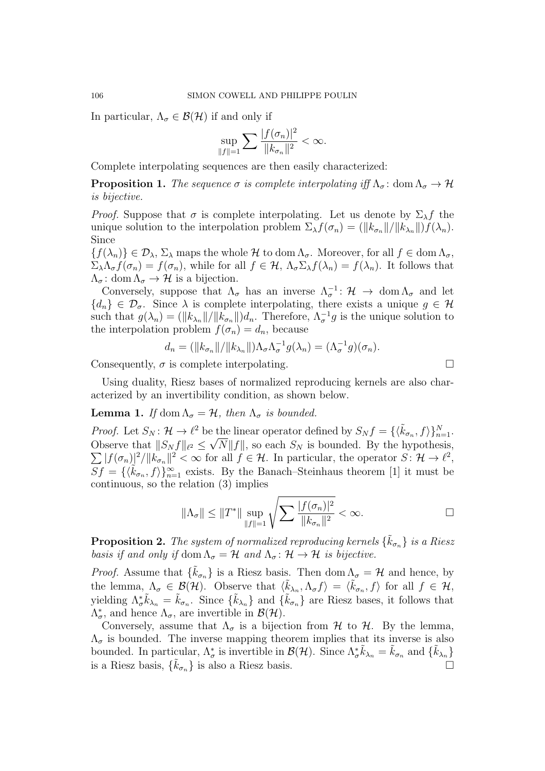In particular, $\Lambda_\sigma \in \mathcal{B}(\mathcal{H})$ if and only if

$$\sup_{\|f\|=1} \sum \frac{|f(\sigma_n)|^2}{\|k_{\sigma_n}\|^2} < \infty.$$

Complete interpolating sequences are then easily characterized:

**Proposition 1.** *The sequence $\sigma$ is complete interpolating iff $\Lambda_\sigma \colon \operatorname{dom} \Lambda_\sigma \to \mathcal{H}$ is bijective.*

*Proof.* Suppose that $\sigma$ is complete interpolating. Let us denote by $\Sigma_\lambda f$ the unique solution to the interpolation problem $\Sigma_\lambda f(\sigma_n) = (\|k_{\sigma_n}\|/\|k_{\lambda_n}\|) f(\lambda_n)$. Since $\{f(\lambda_n)\} \in \mathcal{D}_\lambda$, $\Sigma_\lambda$ maps the whole $\mathcal{H}$ to $\operatorname{dom} \Lambda_\sigma$. Moreover, for all $f \in \operatorname{dom} \Lambda_\sigma$, $\Sigma_\lambda \Lambda_\sigma f(\sigma_n) = f(\sigma_n)$, while for all $f \in \mathcal{H}$, $\Lambda_\sigma \Sigma_\lambda f(\lambda_n) = f(\lambda_n)$. It follows that $\Lambda_\sigma \colon \operatorname{dom} \Lambda_\sigma \to \mathcal{H}$ is a bijection.

Conversely, suppose that $\Lambda_\sigma$ has an inverse $\Lambda_\sigma^{-1} \colon \mathcal{H} \to \operatorname{dom} \Lambda_\sigma$ and let $\{d_n\} \in \mathcal{D}_\sigma$. Since $\lambda$ is complete interpolating, there exists a unique $g \in \mathcal{H}$ such that $g(\lambda_n) = (\|k_{\lambda_n}\|/\|k_{\sigma_n}\|) d_n$. Therefore, $\Lambda_\sigma^{-1} g$ is the unique solution to the interpolation problem $f(\sigma_n) = d_n$, because

$$d_n = (\|k_{\sigma_n}\|/\|k_{\lambda_n}\|) \Lambda_\sigma \Lambda_\sigma^{-1} g(\lambda_n) = (\Lambda_\sigma^{-1} g)(\sigma_n).$$

Consequently, $\sigma$ is complete interpolating. $\square$

Using duality, Riesz bases of normalized reproducing kernels are also characterized by an invertibility condition, as shown below.

**Lemma 1.** *If $\operatorname{dom} \Lambda_\sigma = \mathcal{H}$, then $\Lambda_\sigma$ is bounded.*

*Proof.* Let $S_N \colon \mathcal{H} \to \ell^2$ be the linear operator defined by $S_N f = \{\langle \tilde{k}_{\sigma_n}, f \rangle\}_{n=1}^N$. Observe that $\|S_N f\|_{\ell^2} \leq \sqrt{N} \|f\|$, so each $S_N$ is bounded. By the hypothesis, $\sum |f(\sigma_n)|^2/\|k_{\sigma_n}\|^2 < \infty$ for all $f \in \mathcal{H}$. In particular, the operator $S \colon \mathcal{H} \to \ell^2$, $Sf = \{\langle \tilde{k}_{\sigma_n}, f \rangle\}_{n=1}^\infty$ exists. By the Banach–Steinhaus theorem [1] it must be continuous, so the relation (3) implies

$$\|\Lambda_\sigma\| \leq \|T^*\| \sup_{\|f\|=1} \sqrt{\sum \frac{|f(\sigma_n)|^2}{\|k_{\sigma_n}\|^2}} < \infty. \qquad \square$$

**Proposition 2.** *The system of normalized reproducing kernels $\{\tilde{k}_{\sigma_n}\}$ is a Riesz basis if and only if $\operatorname{dom} \Lambda_\sigma = \mathcal{H}$ and $\Lambda_\sigma \colon \mathcal{H} \to \mathcal{H}$ is bijective.*

*Proof.* Assume that $\{\tilde{k}_{\sigma_n}\}$ is a Riesz basis. Then $\operatorname{dom} \Lambda_\sigma = \mathcal{H}$ and hence, by the lemma, $\Lambda_\sigma \in \mathcal{B}(\mathcal{H})$. Observe that $\langle \tilde{k}_{\lambda_n}, \Lambda_\sigma f \rangle = \langle \tilde{k}_{\sigma_n}, f \rangle$ for all $f \in \mathcal{H}$, yielding $\Lambda_\sigma^* \tilde{k}_{\lambda_n} = \tilde{k}_{\sigma_n}$. Since $\{\tilde{k}_{\lambda_n}\}$ and $\{\tilde{k}_{\sigma_n}\}$ are Riesz bases, it follows that $\Lambda_\sigma^*$, and hence $\Lambda_\sigma$, are invertible in $\mathcal{B}(\mathcal{H})$.

Conversely, assume that $\Lambda_\sigma$ is a bijection from $\mathcal{H}$ to $\mathcal{H}$. By the lemma, $\Lambda_\sigma$ is bounded. The inverse mapping theorem implies that its inverse is also bounded. In particular, $\Lambda_\sigma^*$ is invertible in $\mathcal{B}(\mathcal{H})$. Since $\Lambda_\sigma^* \tilde{k}_{\lambda_n} = \tilde{k}_{\sigma_n}$ and $\{\tilde{k}_{\lambda_n}\}$ is a Riesz basis, $\{\tilde{k}_{\sigma_n}\}$ is also a Riesz basis. $\square$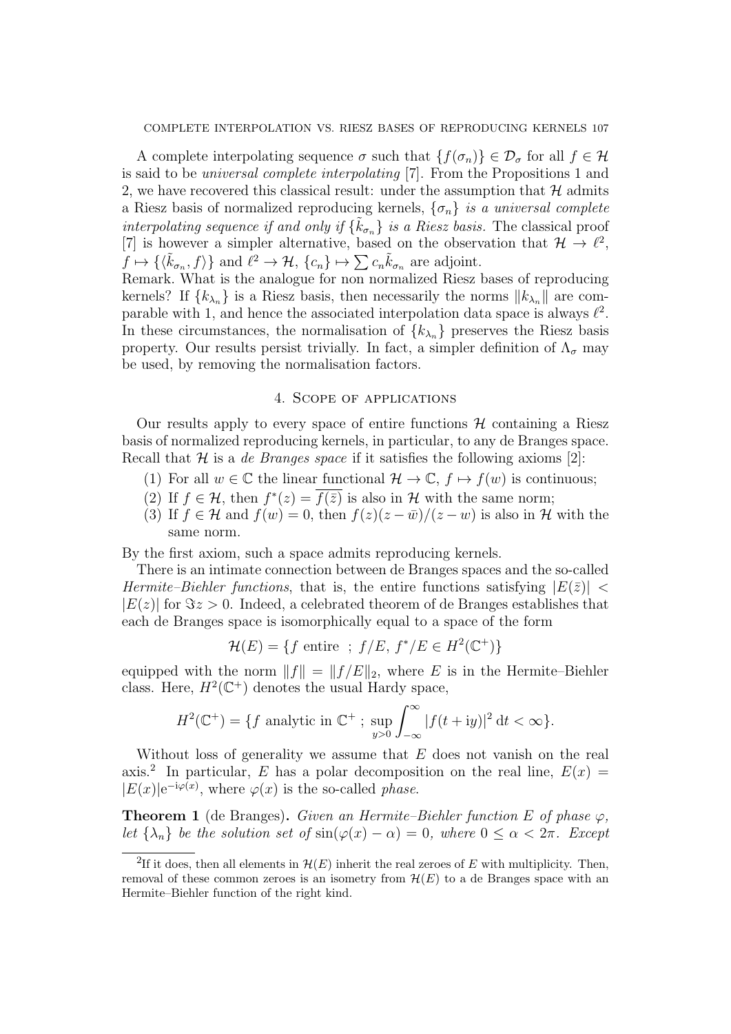A complete interpolating sequence $\sigma$ such that $\{f(\sigma_n)\} \in \mathcal{D}_\sigma$ for all $f \in \mathcal{H}$ is said to be *universal complete interpolating* [7]. From the Propositions 1 and 2, we have recovered this classical result: under the assumption that $\mathcal{H}$ admits a Riesz basis of normalized reproducing kernels, $\{\sigma_n\}$ *is a universal complete interpolating sequence if and only if* $\{\tilde{k}_{\sigma_n}\}$ *is a Riesz basis.* The classical proof [7] is however a simpler alternative, based on the observation that $\mathcal{H} \to \ell^2$, $f \mapsto \{\langle \tilde{k}_{\sigma_n}, f\rangle\}$ and $\ell^2 \to \mathcal{H}$, $\{c_n\} \mapsto \sum c_n \tilde{k}_{\sigma_n}$ are adjoint.
Remark. What is the analogue for non normalized Riesz bases of reproducing kernels? If $\{k_{\lambda_n}\}$ is a Riesz basis, then necessarily the norms $\|k_{\lambda_n}\|$ are comparable with 1, and hence the associated interpolation data space is always $\ell^2$. In these circumstances, the normalisation of $\{k_{\lambda_n}\}$ preserves the Riesz basis property. Our results persist trivially. In fact, a simpler definition of $\Lambda_\sigma$ may be used, by removing the normalisation factors.

## 4. Scope of applications

Our results apply to every space of entire functions $\mathcal{H}$ containing a Riesz basis of normalized reproducing kernels, in particular, to any de Branges space. Recall that $\mathcal{H}$ is a *de Branges space* if it satisfies the following axioms [2]:

1. For all $w \in \mathbb{C}$ the linear functional $\mathcal{H} \to \mathbb{C}$, $f \mapsto f(w)$ is continuous;
2. If $f \in \mathcal{H}$, then $f^*(z) = \overline{f(\bar{z})}$ is also in $\mathcal{H}$ with the same norm;
3. If $f \in \mathcal{H}$ and $f(w) = 0$, then $f(z)(z - \bar{w})/(z - w)$ is also in $\mathcal{H}$ with the same norm.

By the first axiom, such a space admits reproducing kernels.

There is an intimate connection between de Branges spaces and the so-called *Hermite–Biehler functions*, that is, the entire functions satisfying $|E(\bar{z})| < |E(z)|$ for $\Im z > 0$. Indeed, a celebrated theorem of de Branges establishes that each de Branges space is isomorphically equal to a space of the form

$$\mathcal{H}(E) = \{f \text{ entire } ; \, f/E, \, f^*/E \in H^2(\mathbb{C}^+)\}$$

equipped with the norm $\|f\| = \|f/E\|_2$, where $E$ is in the Hermite–Biehler class. Here, $H^2(\mathbb{C}^+)$ denotes the usual Hardy space,

$$H^2(\mathbb{C}^+) = \{f \text{ analytic in } \mathbb{C}^+ \, ; \, \sup_{y>0} \int_{-\infty}^{\infty} |f(t + \mathrm{i}y)|^2 \, \mathrm{d}t < \infty\}.$$

Without loss of generality we assume that $E$ does not vanish on the real axis.[2] In particular, $E$ has a polar decomposition on the real line, $E(x) = |E(x)|\mathrm{e}^{-\mathrm{i}\varphi(x)}$, where $\varphi(x)$ is the so-called *phase*.

**Theorem 1** (de Branges)**.** *Given an Hermite–Biehler function $E$ of phase $\varphi$, let $\{\lambda_n\}$ be the solution set of $\sin(\varphi(x) - \alpha) = 0$, where $0 \leq \alpha < 2\pi$. Except*

[2] If it does, then all elements in $\mathcal{H}(E)$ inherit the real zeroes of $E$ with multiplicity. Then, removal of these common zeroes is an isometry from $\mathcal{H}(E)$ to a de Branges space with an Hermite–Biehler function of the right kind.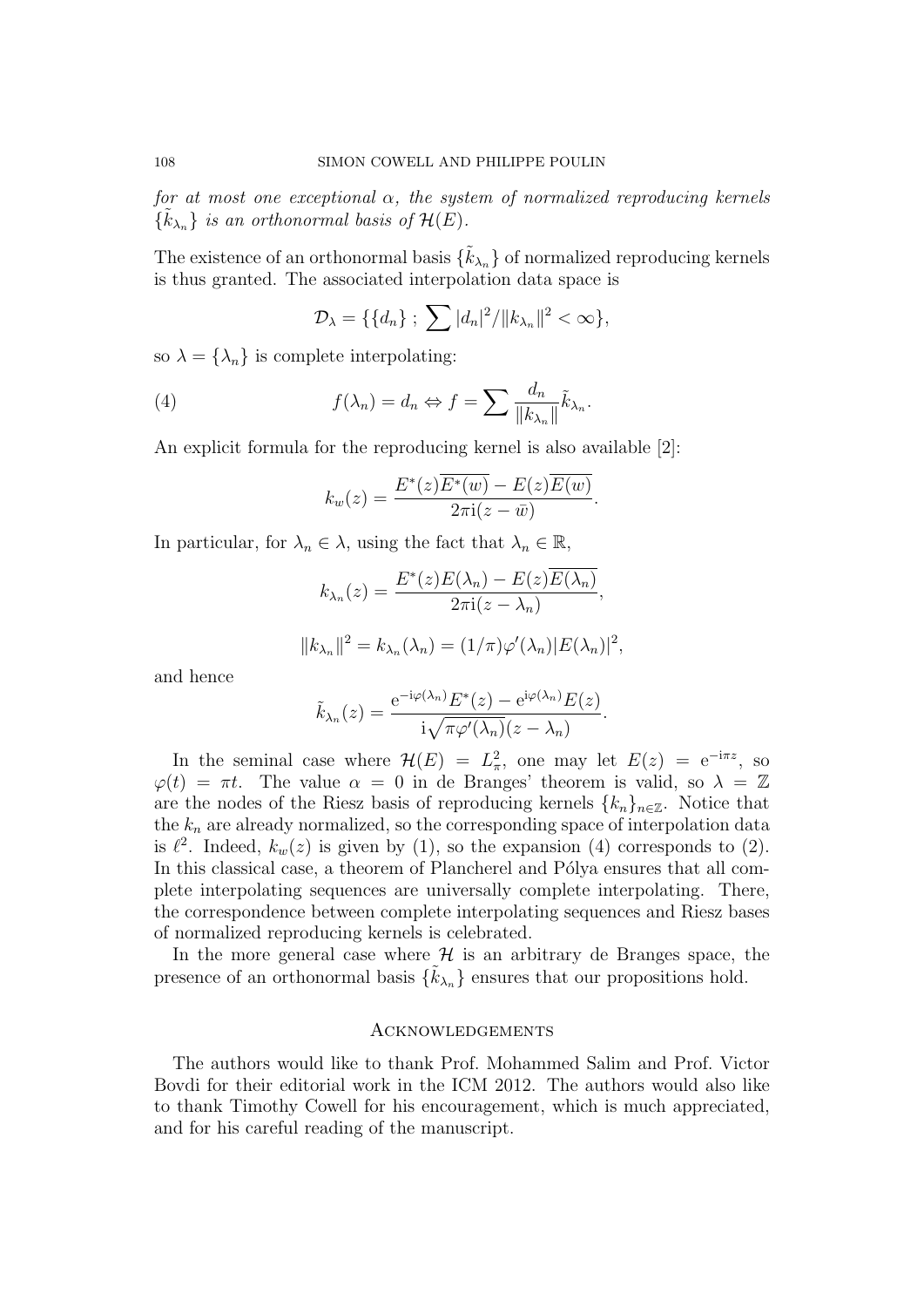*for at most one exceptional $\alpha$, the system of normalized reproducing kernels $\{\tilde{k}_{\lambda_n}\}$ is an orthonormal basis of $\mathcal{H}(E)$.*

The existence of an orthonormal basis $\{\tilde{k}_{\lambda_n}\}$ of normalized reproducing kernels is thus granted. The associated interpolation data space is

$$\mathcal{D}_\lambda = \{\{d_n\} \; ; \; \sum |d_n|^2/\|k_{\lambda_n}\|^2 < \infty\},$$

so $\lambda = \{\lambda_n\}$ is complete interpolating:

$$f(\lambda_n) = d_n \Leftrightarrow f = \sum \frac{d_n}{\|k_{\lambda_n}\|} \tilde{k}_{\lambda_n}. \tag{4}$$

An explicit formula for the reproducing kernel is also available [2]:

$$k_w(z) = \frac{E^*(z)\overline{E^*(w)} - E(z)\overline{E(w)}}{2\pi \mathrm{i}(z - \bar{w})}.$$

In particular, for $\lambda_n \in \lambda$, using the fact that $\lambda_n \in \mathbb{R}$,

$$k_{\lambda_n}(z) = \frac{E^*(z)E(\lambda_n) - E(z)\overline{E(\lambda_n)}}{2\pi \mathrm{i}(z - \lambda_n)},$$

$$\|k_{\lambda_n}\|^2 = k_{\lambda_n}(\lambda_n) = (1/\pi)\varphi'(\lambda_n)|E(\lambda_n)|^2,$$

and hence

$$\tilde{k}_{\lambda_n}(z) = \frac{\mathrm{e}^{-\mathrm{i}\varphi(\lambda_n)}E^*(z) - \mathrm{e}^{\mathrm{i}\varphi(\lambda_n)}E(z)}{\mathrm{i}\sqrt{\pi\varphi'(\lambda_n)}(z - \lambda_n)}.$$

In the seminal case where $\mathcal{H}(E) = L^2_\pi$, one may let $E(z) = \mathrm{e}^{-\mathrm{i}\pi z}$, so $\varphi(t) = \pi t$. The value $\alpha = 0$ in de Branges' theorem is valid, so $\lambda = \mathbb{Z}$ are the nodes of the Riesz basis of reproducing kernels $\{k_n\}_{n\in\mathbb{Z}}$. Notice that the $k_n$ are already normalized, so the corresponding space of interpolation data is $\ell^2$. Indeed, $k_w(z)$ is given by (1), so the expansion (4) corresponds to (2). In this classical case, a theorem of Plancherel and Pólya ensures that all complete interpolating sequences are universally complete interpolating. There, the correspondence between complete interpolating sequences and Riesz bases of normalized reproducing kernels is celebrated.

In the more general case where $\mathcal{H}$ is an arbitrary de Branges space, the presence of an orthonormal basis $\{\tilde{k}_{\lambda_n}\}$ ensures that our propositions hold.

## Acknowledgements

The authors would like to thank Prof. Mohammed Salim and Prof. Victor Bovdi for their editorial work in the ICM 2012. The authors would also like to thank Timothy Cowell for his encouragement, which is much appreciated, and for his careful reading of the manuscript.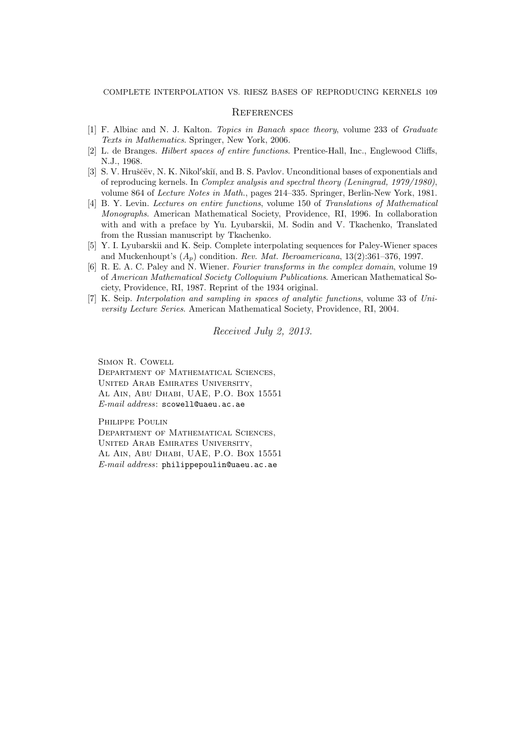## References

[1] F. Albiac and N. J. Kalton. *Topics in Banach space theory*, volume 233 of *Graduate Texts in Mathematics*. Springer, New York, 2006.

[2] L. de Branges. *Hilbert spaces of entire functions*. Prentice-Hall, Inc., Englewood Cliffs, N.J., 1968.

[3] S. V. Hruščëv, N. K. Nikol′skiĭ, and B. S. Pavlov. Unconditional bases of exponentials and of reproducing kernels. In *Complex analysis and spectral theory (Leningrad, 1979/1980)*, volume 864 of *Lecture Notes in Math.*, pages 214–335. Springer, Berlin-New York, 1981.

[4] B. Y. Levin. *Lectures on entire functions*, volume 150 of *Translations of Mathematical Monographs*. American Mathematical Society, Providence, RI, 1996. In collaboration with and with a preface by Yu. Lyubarskii, M. Sodin and V. Tkachenko, Translated from the Russian manuscript by Tkachenko.

[5] Y. I. Lyubarskii and K. Seip. Complete interpolating sequences for Paley-Wiener spaces and Muckenhoupt's $(A_p)$ condition. *Rev. Mat. Iberoamericana*, 13(2):361–376, 1997.

[6] R. E. A. C. Paley and N. Wiener. *Fourier transforms in the complex domain*, volume 19 of *American Mathematical Society Colloquium Publications*. American Mathematical Society, Providence, RI, 1987. Reprint of the 1934 original.

[7] K. Seip. *Interpolation and sampling in spaces of analytic functions*, volume 33 of *University Lecture Series*. American Mathematical Society, Providence, RI, 2004.

*Received July 2, 2013.*

Simon R. Cowell
Department of Mathematical Sciences,
United Arab Emirates University,
Al Ain, Abu Dhabi, UAE, P.O. Box 15551
*E-mail address*: scowell@uaeu.ac.ae

Philippe Poulin
Department of Mathematical Sciences,
United Arab Emirates University,
Al Ain, Abu Dhabi, UAE, P.O. Box 15551
*E-mail address*: philippepoulin@uaeu.ac.ae